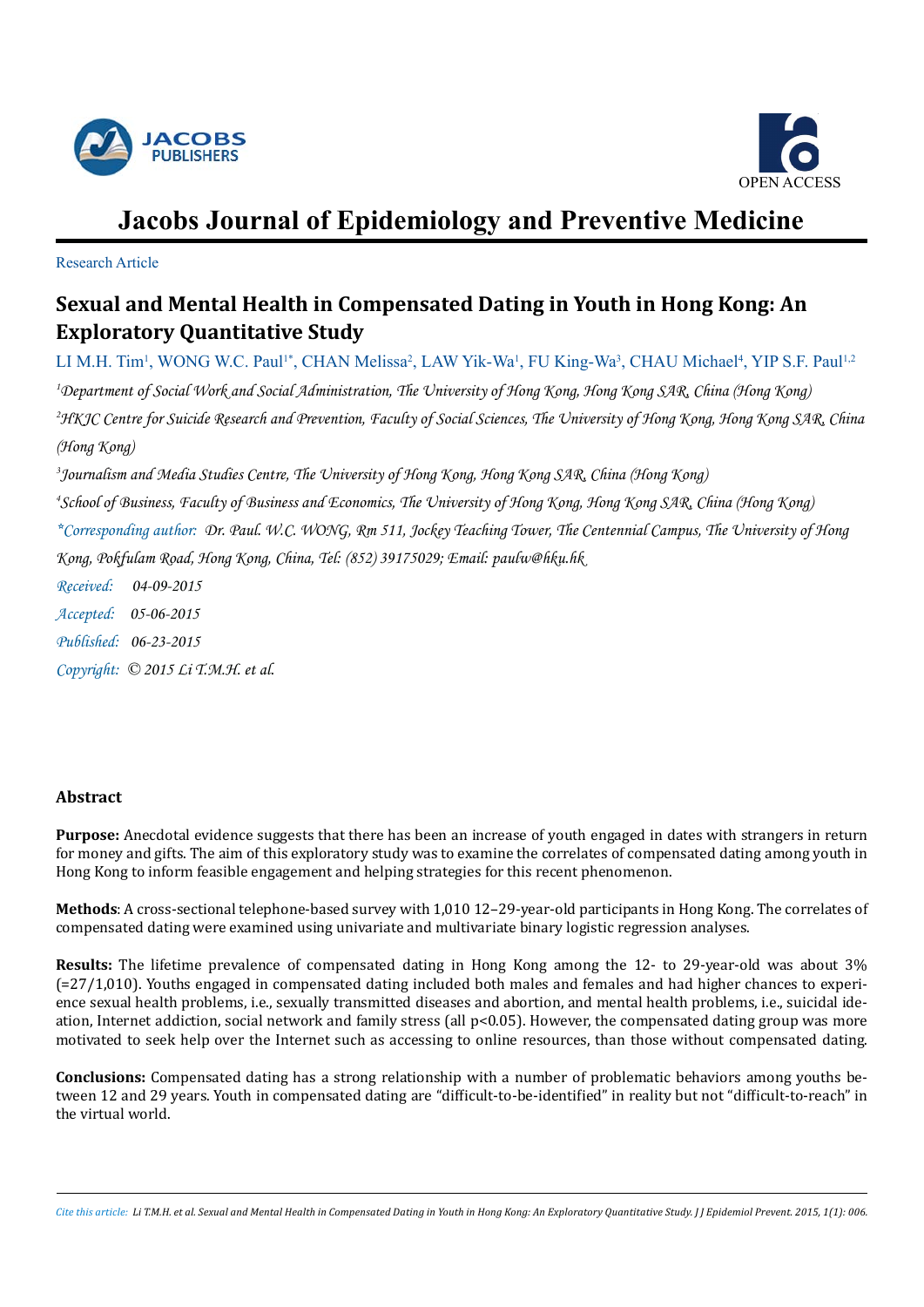# Jacobs Journal of Epidemiology and Preventive Medicine

Research Article

## Sexual and Mental Health in Compensated Dating in Youth in Hong Kong: An Exploratory Quantitative Study

LI M.H. Tim[1], WONG W.C. Paul[1*], CHAN Melissa[2], LAW Yik-Wa[1], FU King-Wa[3], CHAU Michael[4], YIP S.F. Paul[1,2]

[1]*Department of Social Work and Social Administration, The University of Hong Kong, Hong Kong SAR, China (Hong Kong)*

[2]*HKJC Centre for Suicide Research and Prevention, Faculty of Social Sciences, The University of Hong Kong, Hong Kong SAR, China (Hong Kong)*

[3]*Journalism and Media Studies Centre, The University of Hong Kong, Hong Kong SAR, China (Hong Kong)*

[4]*School of Business, Faculty of Business and Economics, The University of Hong Kong, Hong Kong SAR, China (Hong Kong)*

*\*Corresponding author: Dr. Paul. W.C. WONG, Rm 511, Jockey Teaching Tower, The Centennial Campus, The University of Hong Kong, Pokfulam Road, Hong Kong, China, Tel: (852) 39175029; Email: paulw@hku.hk*

*Received:* 04-09-2015

*Accepted:* 05-06-2015

*Published:* 06-23-2015

*Copyright:* © 2015 Li T.M.H. et al.

### Abstract

**Purpose:** Anecdotal evidence suggests that there has been an increase of youth engaged in dates with strangers in return for money and gifts. The aim of this exploratory study was to examine the correlates of compensated dating among youth in Hong Kong to inform feasible engagement and helping strategies for this recent phenomenon.

**Methods**: A cross-sectional telephone-based survey with 1,010 12–29-year-old participants in Hong Kong. The correlates of compensated dating were examined using univariate and multivariate binary logistic regression analyses.

**Results:** The lifetime prevalence of compensated dating in Hong Kong among the 12- to 29-year-old was about 3% (=27/1,010). Youths engaged in compensated dating included both males and females and had higher chances to experience sexual health problems, i.e., sexually transmitted diseases and abortion, and mental health problems, i.e., suicidal ideation, Internet addiction, social network and family stress (all $p<0.05$). However, the compensated dating group was more motivated to seek help over the Internet such as accessing to online resources, than those without compensated dating.

**Conclusions:** Compensated dating has a strong relationship with a number of problematic behaviors among youths between 12 and 29 years. Youth in compensated dating are "difficult-to-be-identified" in reality but not "difficult-to-reach" in the virtual world.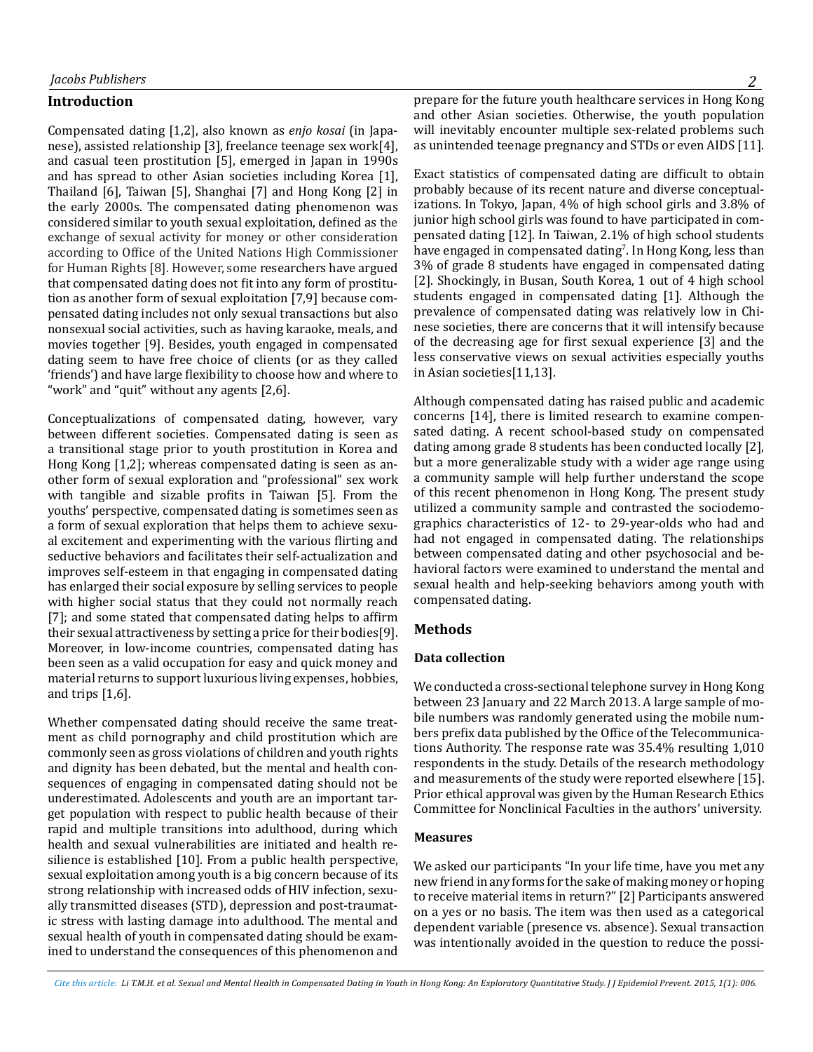## Introduction

Compensated dating [1,2], also known as *enjo kosai* (in Japanese), assisted relationship [3], freelance teenage sex work[4], and casual teen prostitution [5], emerged in Japan in 1990s and has spread to other Asian societies including Korea [1], Thailand [6], Taiwan [5], Shanghai [7] and Hong Kong [2] in the early 2000s. The compensated dating phenomenon was considered similar to youth sexual exploitation, defined as the exchange of sexual activity for money or other consideration according to Office of the United Nations High Commissioner for Human Rights [8]. However, some researchers have argued that compensated dating does not fit into any form of prostitution as another form of sexual exploitation [7,9] because compensated dating includes not only sexual transactions but also nonsexual social activities, such as having karaoke, meals, and movies together [9]. Besides, youth engaged in compensated dating seem to have free choice of clients (or as they called 'friends') and have large flexibility to choose how and where to "work" and "quit" without any agents [2,6].

Conceptualizations of compensated dating, however, vary between different societies. Compensated dating is seen as a transitional stage prior to youth prostitution in Korea and Hong Kong [1,2]; whereas compensated dating is seen as another form of sexual exploration and "professional" sex work with tangible and sizable profits in Taiwan [5]. From the youths' perspective, compensated dating is sometimes seen as a form of sexual exploration that helps them to achieve sexual excitement and experimenting with the various flirting and seductive behaviors and facilitates their self-actualization and improves self-esteem in that engaging in compensated dating has enlarged their social exposure by selling services to people with higher social status that they could not normally reach [7]; and some stated that compensated dating helps to affirm their sexual attractiveness by setting a price for their bodies[9]. Moreover, in low-income countries, compensated dating has been seen as a valid occupation for easy and quick money and material returns to support luxurious living expenses, hobbies, and trips [1,6].

Whether compensated dating should receive the same treatment as child pornography and child prostitution which are commonly seen as gross violations of children and youth rights and dignity has been debated, but the mental and health consequences of engaging in compensated dating should not be underestimated. Adolescents and youth are an important target population with respect to public health because of their rapid and multiple transitions into adulthood, during which health and sexual vulnerabilities are initiated and health resilience is established [10]. From a public health perspective, sexual exploitation among youth is a big concern because of its strong relationship with increased odds of HIV infection, sexually transmitted diseases (STD), depression and post-traumatic stress with lasting damage into adulthood. The mental and sexual health of youth in compensated dating should be examined to understand the consequences of this phenomenon and prepare for the future youth healthcare services in Hong Kong and other Asian societies. Otherwise, the youth population will inevitably encounter multiple sex-related problems such as unintended teenage pregnancy and STDs or even AIDS [11].

Exact statistics of compensated dating are difficult to obtain probably because of its recent nature and diverse conceptualizations. In Tokyo, Japan, 4% of high school girls and 3.8% of junior high school girls was found to have participated in compensated dating [12]. In Taiwan, 2.1% of high school students have engaged in compensated dating[7]. In Hong Kong, less than 3% of grade 8 students have engaged in compensated dating [2]. Shockingly, in Busan, South Korea, 1 out of 4 high school students engaged in compensated dating [1]. Although the prevalence of compensated dating was relatively low in Chinese societies, there are concerns that it will intensify because of the decreasing age for first sexual experience [3] and the less conservative views on sexual activities especially youths in Asian societies[11,13].

Although compensated dating has raised public and academic concerns [14], there is limited research to examine compensated dating. A recent school-based study on compensated dating among grade 8 students has been conducted locally [2], but a more generalizable study with a wider age range using a community sample will help further understand the scope of this recent phenomenon in Hong Kong. The present study utilized a community sample and contrasted the sociodemographics characteristics of 12- to 29-year-olds who had and had not engaged in compensated dating. The relationships between compensated dating and other psychosocial and behavioral factors were examined to understand the mental and sexual health and help-seeking behaviors among youth with compensated dating.

## Methods

### Data collection

We conducted a cross-sectional telephone survey in Hong Kong between 23 January and 22 March 2013. A large sample of mobile numbers was randomly generated using the mobile numbers prefix data published by the Office of the Telecommunications Authority. The response rate was 35.4% resulting 1,010 respondents in the study. Details of the research methodology and measurements of the study were reported elsewhere [15]. Prior ethical approval was given by the Human Research Ethics Committee for Nonclinical Faculties in the authors' university.

### Measures

We asked our participants "In your life time, have you met any new friend in any forms for the sake of making money or hoping to receive material items in return?" [2] Participants answered on a yes or no basis. The item was then used as a categorical dependent variable (presence vs. absence). Sexual transaction was intentionally avoided in the question to reduce the possi-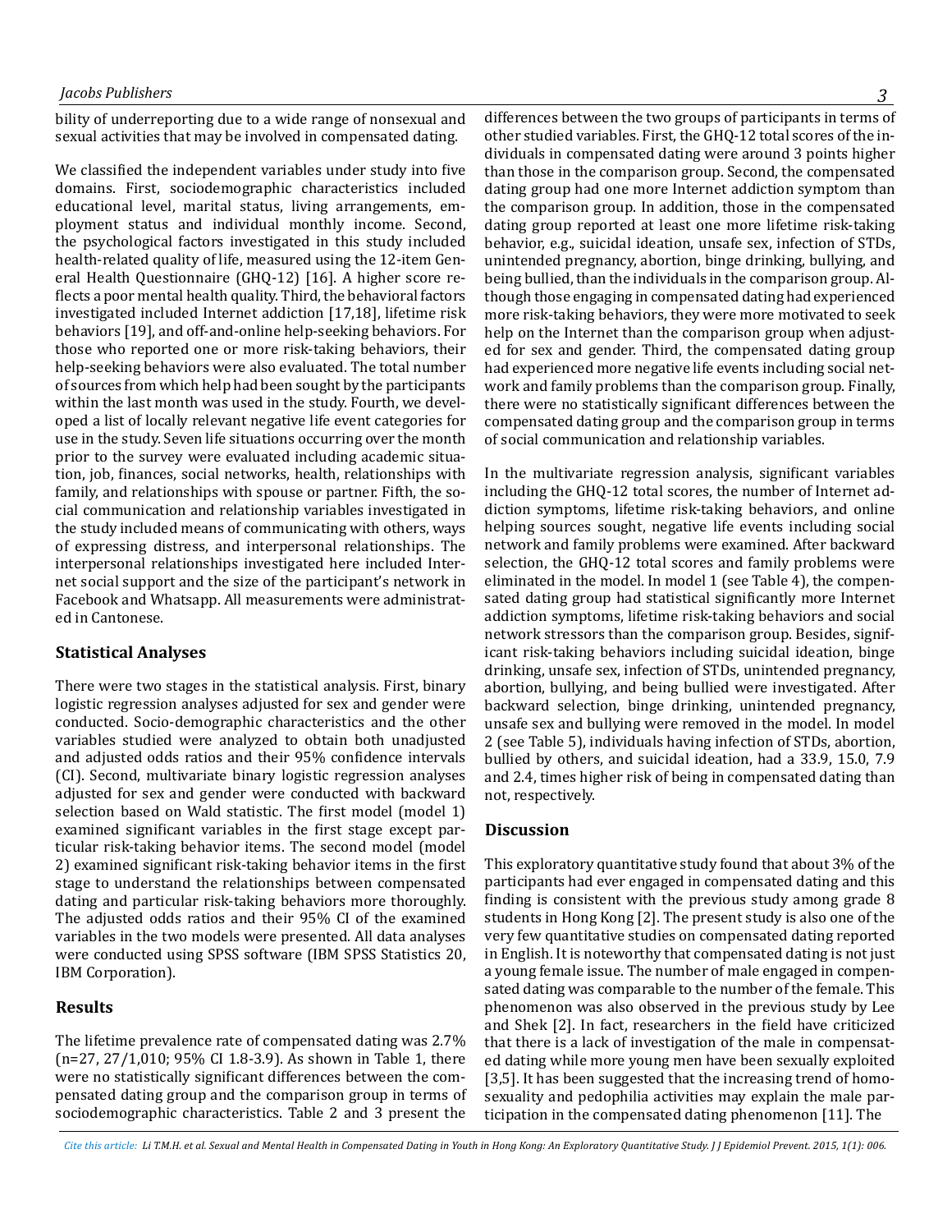bility of underreporting due to a wide range of nonsexual and sexual activities that may be involved in compensated dating.

We classified the independent variables under study into five domains. First, sociodemographic characteristics included educational level, marital status, living arrangements, employment status and individual monthly income. Second, the psychological factors investigated in this study included health-related quality of life, measured using the 12-item General Health Questionnaire (GHQ-12) [16]. A higher score reflects a poor mental health quality. Third, the behavioral factors investigated included Internet addiction [17,18], lifetime risk behaviors [19], and off-and-online help-seeking behaviors. For those who reported one or more risk-taking behaviors, their help-seeking behaviors were also evaluated. The total number of sources from which help had been sought by the participants within the last month was used in the study. Fourth, we developed a list of locally relevant negative life event categories for use in the study. Seven life situations occurring over the month prior to the survey were evaluated including academic situation, job, finances, social networks, health, relationships with family, and relationships with spouse or partner. Fifth, the social communication and relationship variables investigated in the study included means of communicating with others, ways of expressing distress, and interpersonal relationships. The interpersonal relationships investigated here included Internet social support and the size of the participant's network in Facebook and Whatsapp. All measurements were administrated in Cantonese.

## Statistical Analyses

There were two stages in the statistical analysis. First, binary logistic regression analyses adjusted for sex and gender were conducted. Socio-demographic characteristics and the other variables studied were analyzed to obtain both unadjusted and adjusted odds ratios and their 95% confidence intervals (CI). Second, multivariate binary logistic regression analyses adjusted for sex and gender were conducted with backward selection based on Wald statistic. The first model (model 1) examined significant variables in the first stage except particular risk-taking behavior items. The second model (model 2) examined significant risk-taking behavior items in the first stage to understand the relationships between compensated dating and particular risk-taking behaviors more thoroughly. The adjusted odds ratios and their 95% CI of the examined variables in the two models were presented. All data analyses were conducted using SPSS software (IBM SPSS Statistics 20, IBM Corporation).

## Results

The lifetime prevalence rate of compensated dating was 2.7% (n=27, 27/1,010; 95% CI 1.8-3.9). As shown in Table 1, there were no statistically significant differences between the compensated dating group and the comparison group in terms of sociodemographic characteristics. Table 2 and 3 present the differences between the two groups of participants in terms of other studied variables. First, the GHQ-12 total scores of the individuals in compensated dating were around 3 points higher than those in the comparison group. Second, the compensated dating group had one more Internet addiction symptom than the comparison group. In addition, those in the compensated dating group reported at least one more lifetime risk-taking behavior, e.g., suicidal ideation, unsafe sex, infection of STDs, unintended pregnancy, abortion, binge drinking, bullying, and being bullied, than the individuals in the comparison group. Although those engaging in compensated dating had experienced more risk-taking behaviors, they were more motivated to seek help on the Internet than the comparison group when adjusted for sex and gender. Third, the compensated dating group had experienced more negative life events including social network and family problems than the comparison group. Finally, there were no statistically significant differences between the compensated dating group and the comparison group in terms of social communication and relationship variables.

In the multivariate regression analysis, significant variables including the GHQ-12 total scores, the number of Internet addiction symptoms, lifetime risk-taking behaviors, and online helping sources sought, negative life events including social network and family problems were examined. After backward selection, the GHQ-12 total scores and family problems were eliminated in the model. In model 1 (see Table 4), the compensated dating group had statistical significantly more Internet addiction symptoms, lifetime risk-taking behaviors and social network stressors than the comparison group. Besides, significant risk-taking behaviors including suicidal ideation, binge drinking, unsafe sex, infection of STDs, unintended pregnancy, abortion, bullying, and being bullied were investigated. After backward selection, binge drinking, unintended pregnancy, unsafe sex and bullying were removed in the model. In model 2 (see Table 5), individuals having infection of STDs, abortion, bullied by others, and suicidal ideation, had a 33.9, 15.0, 7.9 and 2.4, times higher risk of being in compensated dating than not, respectively.

## Discussion

This exploratory quantitative study found that about 3% of the participants had ever engaged in compensated dating and this finding is consistent with the previous study among grade 8 students in Hong Kong [2]. The present study is also one of the very few quantitative studies on compensated dating reported in English. It is noteworthy that compensated dating is not just a young female issue. The number of male engaged in compensated dating was comparable to the number of the female. This phenomenon was also observed in the previous study by Lee and Shek [2]. In fact, researchers in the field have criticized that there is a lack of investigation of the male in compensated dating while more young men have been sexually exploited [3,5]. It has been suggested that the increasing trend of homosexuality and pedophilia activities may explain the male participation in the compensated dating phenomenon [11]. The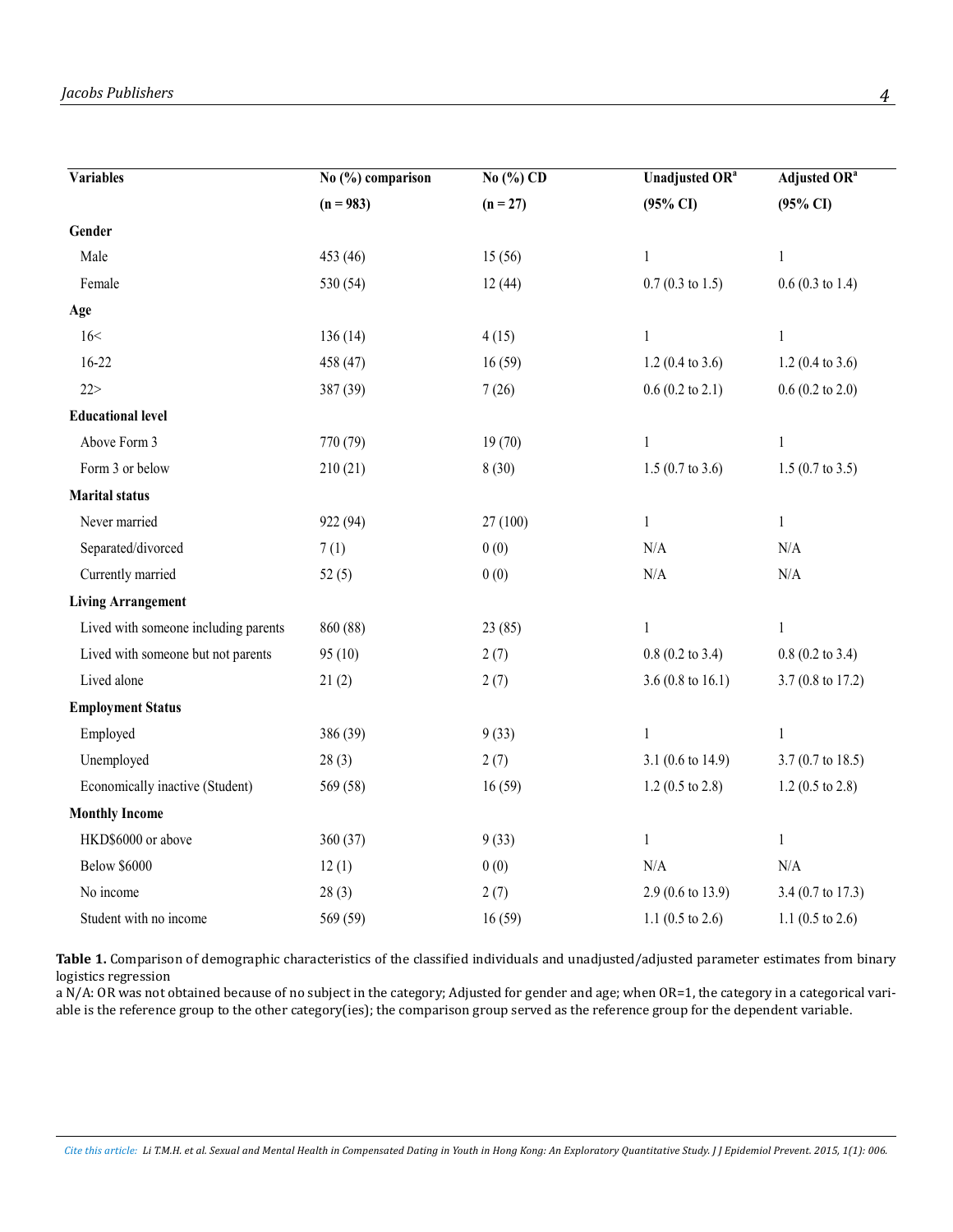| Variables | No (%) comparison (n = 983) | No (%) CD (n = 27) | Unadjusted OR[a] (95% CI) | Adjusted OR[a] (95% CI) |
|---|---|---|---|---|
| **Gender** | | | | |
| Male | 453 (46) | 15 (56) | 1 | 1 |
| Female | 530 (54) | 12 (44) | 0.7 (0.3 to 1.5) | 0.6 (0.3 to 1.4) |
| **Age** | | | | |
| 16< | 136 (14) | 4 (15) | 1 | 1 |
| 16-22 | 458 (47) | 16 (59) | 1.2 (0.4 to 3.6) | 1.2 (0.4 to 3.6) |
| 22> | 387 (39) | 7 (26) | 0.6 (0.2 to 2.1) | 0.6 (0.2 to 2.0) |
| **Educational level** | | | | |
| Above Form 3 | 770 (79) | 19 (70) | 1 | 1 |
| Form 3 or below | 210 (21) | 8 (30) | 1.5 (0.7 to 3.6) | 1.5 (0.7 to 3.5) |
| **Marital status** | | | | |
| Never married | 922 (94) | 27 (100) | 1 | 1 |
| Separated/divorced | 7 (1) | 0 (0) | N/A | N/A |
| Currently married | 52 (5) | 0 (0) | N/A | N/A |
| **Living Arrangement** | | | | |
| Lived with someone including parents | 860 (88) | 23 (85) | 1 | 1 |
| Lived with someone but not parents | 95 (10) | 2 (7) | 0.8 (0.2 to 3.4) | 0.8 (0.2 to 3.4) |
| Lived alone | 21 (2) | 2 (7) | 3.6 (0.8 to 16.1) | 3.7 (0.8 to 17.2) |
| **Employment Status** | | | | |
| Employed | 386 (39) | 9 (33) | 1 | 1 |
| Unemployed | 28 (3) | 2 (7) | 3.1 (0.6 to 14.9) | 3.7 (0.7 to 18.5) |
| Economically inactive (Student) | 569 (58) | 16 (59) | 1.2 (0.5 to 2.8) | 1.2 (0.5 to 2.8) |
| **Monthly Income** | | | | |
| HKD$6000 or above | 360 (37) | 9 (33) | 1 | 1 |
| Below $6000 | 12 (1) | 0 (0) | N/A | N/A |
| No income | 28 (3) | 2 (7) | 2.9 (0.6 to 13.9) | 3.4 (0.7 to 17.3) |
| Student with no income | 569 (59) | 16 (59) | 1.1 (0.5 to 2.6) | 1.1 (0.5 to 2.6) |

**Table 1.** Comparison of demographic characteristics of the classified individuals and unadjusted/adjusted parameter estimates from binary logistics regression

a N/A: OR was not obtained because of no subject in the category; Adjusted for gender and age; when OR=1, the category in a categorical variable is the reference group to the other category(ies); the comparison group served as the reference group for the dependent variable.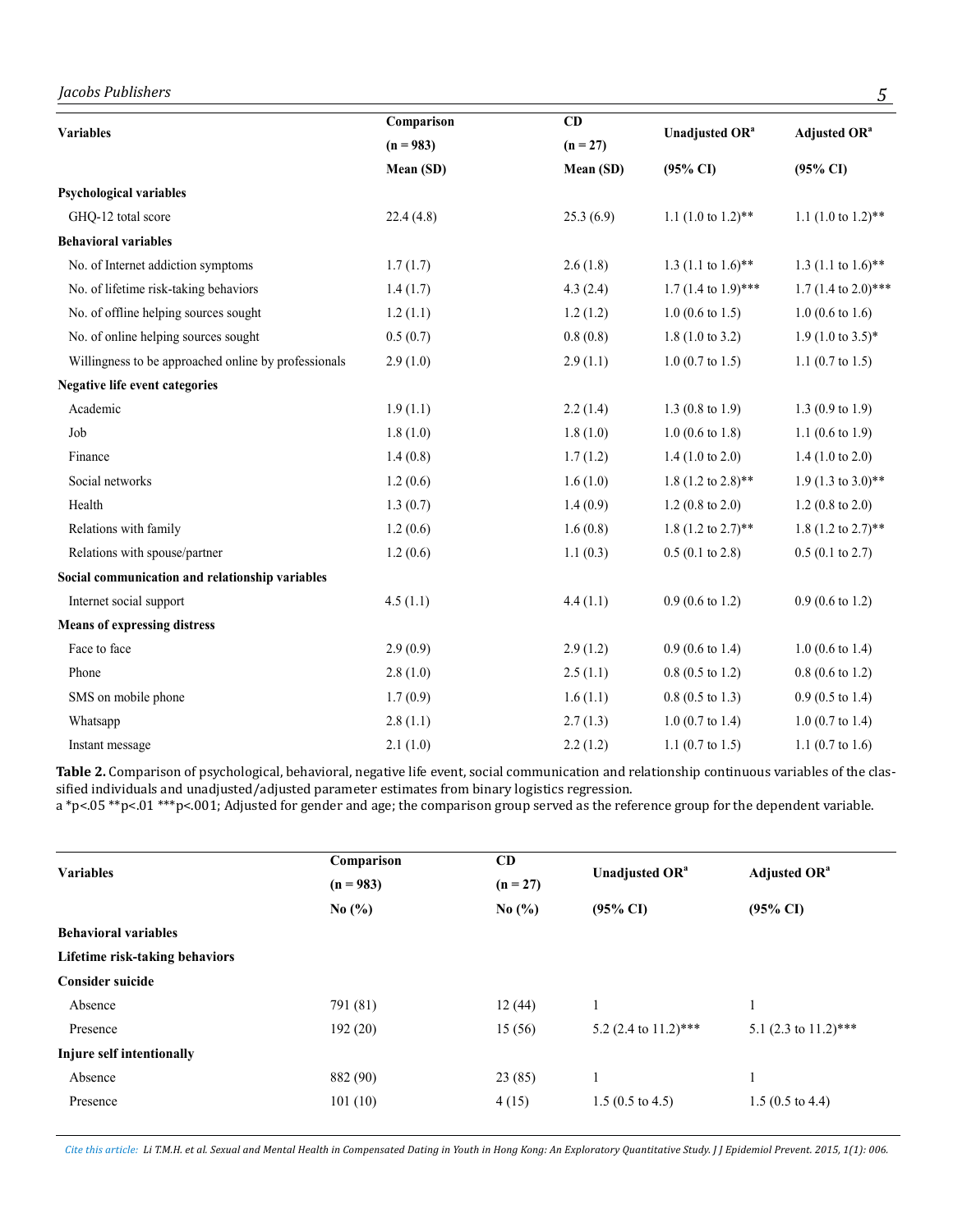| Variables | Comparison (n = 983) Mean (SD) | CD (n = 27) Mean (SD) | Unadjusted OR[a] (95% CI) | Adjusted OR[a] (95% CI) |
|---|---|---|---|---|
| **Psychological variables** | | | | |
| GHQ-12 total score | 22.4 (4.8) | 25.3 (6.9) | 1.1 (1.0 to 1.2)** | 1.1 (1.0 to 1.2)** |
| **Behavioral variables** | | | | |
| No. of Internet addiction symptoms | 1.7 (1.7) | 2.6 (1.8) | 1.3 (1.1 to 1.6)** | 1.3 (1.1 to 1.6)** |
| No. of lifetime risk-taking behaviors | 1.4 (1.7) | 4.3 (2.4) | 1.7 (1.4 to 1.9)*** | 1.7 (1.4 to 2.0)*** |
| No. of offline helping sources sought | 1.2 (1.1) | 1.2 (1.2) | 1.0 (0.6 to 1.5) | 1.0 (0.6 to 1.6) |
| No. of online helping sources sought | 0.5 (0.7) | 0.8 (0.8) | 1.8 (1.0 to 3.2) | 1.9 (1.0 to 3.5)* |
| Willingness to be approached online by professionals | 2.9 (1.0) | 2.9 (1.1) | 1.0 (0.7 to 1.5) | 1.1 (0.7 to 1.5) |
| **Negative life event categories** | | | | |
| Academic | 1.9 (1.1) | 2.2 (1.4) | 1.3 (0.8 to 1.9) | 1.3 (0.9 to 1.9) |
| Job | 1.8 (1.0) | 1.8 (1.0) | 1.0 (0.6 to 1.8) | 1.1 (0.6 to 1.9) |
| Finance | 1.4 (0.8) | 1.7 (1.2) | 1.4 (1.0 to 2.0) | 1.4 (1.0 to 2.0) |
| Social networks | 1.2 (0.6) | 1.6 (1.0) | 1.8 (1.2 to 2.8)** | 1.9 (1.3 to 3.0)** |
| Health | 1.3 (0.7) | 1.4 (0.9) | 1.2 (0.8 to 2.0) | 1.2 (0.8 to 2.0) |
| Relations with family | 1.2 (0.6) | 1.6 (0.8) | 1.8 (1.2 to 2.7)** | 1.8 (1.2 to 2.7)** |
| Relations with spouse/partner | 1.2 (0.6) | 1.1 (0.3) | 0.5 (0.1 to 2.8) | 0.5 (0.1 to 2.7) |
| **Social communication and relationship variables** | | | | |
| Internet social support | 4.5 (1.1) | 4.4 (1.1) | 0.9 (0.6 to 1.2) | 0.9 (0.6 to 1.2) |
| **Means of expressing distress** | | | | |
| Face to face | 2.9 (0.9) | 2.9 (1.2) | 0.9 (0.6 to 1.4) | 1.0 (0.6 to 1.4) |
| Phone | 2.8 (1.0) | 2.5 (1.1) | 0.8 (0.5 to 1.2) | 0.8 (0.6 to 1.2) |
| SMS on mobile phone | 1.7 (0.9) | 1.6 (1.1) | 0.8 (0.5 to 1.3) | 0.9 (0.5 to 1.4) |
| Whatsapp | 2.8 (1.1) | 2.7 (1.3) | 1.0 (0.7 to 1.4) | 1.0 (0.7 to 1.4) |
| Instant message | 2.1 (1.0) | 2.2 (1.2) | 1.1 (0.7 to 1.5) | 1.1 (0.7 to 1.6) |

**Table 2.** Comparison of psychological, behavioral, negative life event, social communication and relationship continuous variables of the classified individuals and unadjusted/adjusted parameter estimates from binary logistics regression.
a *p<.05 **p<.01 ***p<.001; Adjusted for gender and age; the comparison group served as the reference group for the dependent variable.

| Variables | Comparison (n = 983) No (%) | CD (n = 27) No (%) | Unadjusted OR[a] (95% CI) | Adjusted OR[a] (95% CI) |
|---|---|---|---|---|
| **Behavioral variables** | | | | |
| **Lifetime risk-taking behaviors** | | | | |
| **Consider suicide** | | | | |
| Absence | 791 (81) | 12 (44) | 1 | 1 |
| Presence | 192 (20) | 15 (56) | 5.2 (2.4 to 11.2)*** | 5.1 (2.3 to 11.2)*** |
| **Injure self intentionally** | | | | |
| Absence | 882 (90) | 23 (85) | 1 | 1 |
| Presence | 101 (10) | 4 (15) | 1.5 (0.5 to 4.5) | 1.5 (0.5 to 4.4) |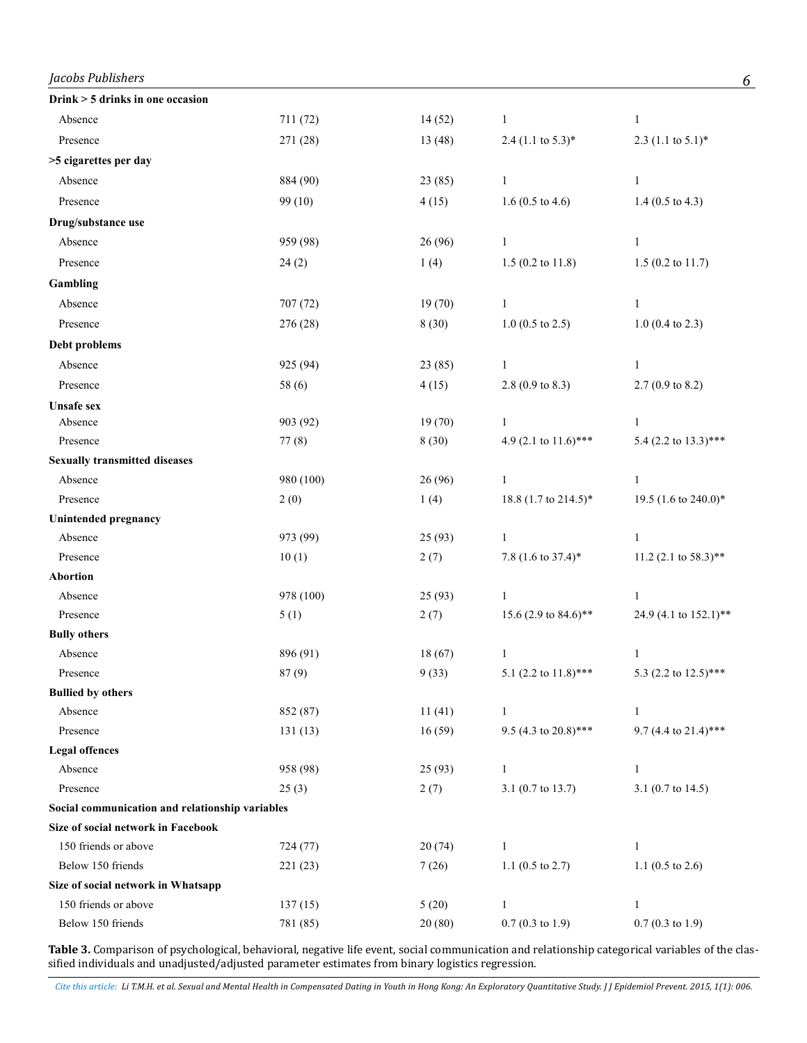| | | | | |
|---|---|---|---|---|
| **Drink > 5 drinks in one occasion** | | | | |
| Absence | 711 (72) | 14 (52) | 1 | 1 |
| Presence | 271 (28) | 13 (48) | 2.4 (1.1 to 5.3)* | 2.3 (1.1 to 5.1)* |
| **>5 cigarettes per day** | | | | |
| Absence | 884 (90) | 23 (85) | 1 | 1 |
| Presence | 99 (10) | 4 (15) | 1.6 (0.5 to 4.6) | 1.4 (0.5 to 4.3) |
| **Drug/substance use** | | | | |
| Absence | 959 (98) | 26 (96) | 1 | 1 |
| Presence | 24 (2) | 1 (4) | 1.5 (0.2 to 11.8) | 1.5 (0.2 to 11.7) |
| **Gambling** | | | | |
| Absence | 707 (72) | 19 (70) | 1 | 1 |
| Presence | 276 (28) | 8 (30) | 1.0 (0.5 to 2.5) | 1.0 (0.4 to 2.3) |
| **Debt problems** | | | | |
| Absence | 925 (94) | 23 (85) | 1 | 1 |
| Presence | 58 (6) | 4 (15) | 2.8 (0.9 to 8.3) | 2.7 (0.9 to 8.2) |
| **Unsafe sex** | | | | |
| Absence | 903 (92) | 19 (70) | 1 | 1 |
| Presence | 77 (8) | 8 (30) | 4.9 (2.1 to 11.6)*** | 5.4 (2.2 to 13.3)*** |
| **Sexually transmitted diseases** | | | | |
| Absence | 980 (100) | 26 (96) | 1 | 1 |
| Presence | 2 (0) | 1 (4) | 18.8 (1.7 to 214.5)* | 19.5 (1.6 to 240.0)* |
| **Unintended pregnancy** | | | | |
| Absence | 973 (99) | 25 (93) | 1 | 1 |
| Presence | 10 (1) | 2 (7) | 7.8 (1.6 to 37.4)* | 11.2 (2.1 to 58.3)** |
| **Abortion** | | | | |
| Absence | 978 (100) | 25 (93) | 1 | 1 |
| Presence | 5 (1) | 2 (7) | 15.6 (2.9 to 84.6)** | 24.9 (4.1 to 152.1)** |
| **Bully others** | | | | |
| Absence | 896 (91) | 18 (67) | 1 | 1 |
| Presence | 87 (9) | 9 (33) | 5.1 (2.2 to 11.8)*** | 5.3 (2.2 to 12.5)*** |
| **Bullied by others** | | | | |
| Absence | 852 (87) | 11 (41) | 1 | 1 |
| Presence | 131 (13) | 16 (59) | 9.5 (4.3 to 20.8)*** | 9.7 (4.4 to 21.4)*** |
| **Legal offences** | | | | |
| Absence | 958 (98) | 25 (93) | 1 | 1 |
| Presence | 25 (3) | 2 (7) | 3.1 (0.7 to 13.7) | 3.1 (0.7 to 14.5) |
| **Social communication and relationship variables** | | | | |
| **Size of social network in Facebook** | | | | |
| 150 friends or above | 724 (77) | 20 (74) | 1 | 1 |
| Below 150 friends | 221 (23) | 7 (26) | 1.1 (0.5 to 2.7) | 1.1 (0.5 to 2.6) |
| **Size of social network in Whatsapp** | | | | |
| 150 friends or above | 137 (15) | 5 (20) | 1 | 1 |
| Below 150 friends | 781 (85) | 20 (80) | 0.7 (0.3 to 1.9) | 0.7 (0.3 to 1.9) |

**Table 3.** Comparison of psychological, behavioral, negative life event, social communication and relationship categorical variables of the classified individuals and unadjusted/adjusted parameter estimates from binary logistics regression.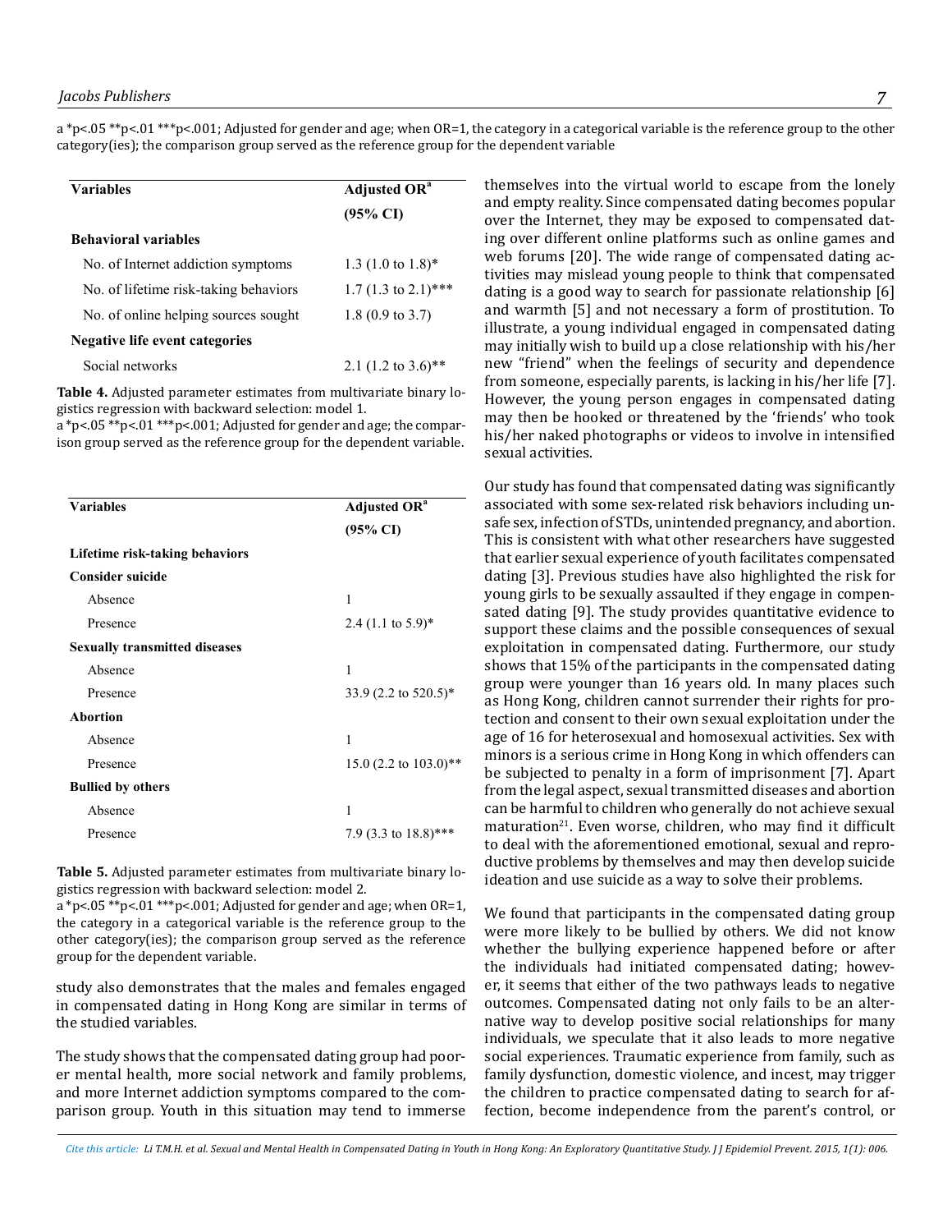a *p<.05 **p<.01 ***p<.001; Adjusted for gender and age; when OR=1, the category in a categorical variable is the reference group to the other category(ies); the comparison group served as the reference group for the dependent variable

| Variables | Adjusted OR[a] (95% CI) |
|---|---|
| **Behavioral variables** | |
| No. of Internet addiction symptoms | 1.3 (1.0 to 1.8)* |
| No. of lifetime risk-taking behaviors | 1.7 (1.3 to 2.1)*** |
| No. of online helping sources sought | 1.8 (0.9 to 3.7) |
| **Negative life event categories** | |
| Social networks | 2.1 (1.2 to 3.6)** |

**Table 4.** Adjusted parameter estimates from multivariate binary logistics regression with backward selection: model 1.
a *p<.05 **p<.01 ***p<.001; Adjusted for gender and age; the comparison group served as the reference group for the dependent variable.

| Variables | Adjusted OR[a] (95% CI) |
|---|---|
| **Lifetime risk-taking behaviors** | |
| **Consider suicide** | |
| Absence | 1 |
| Presence | 2.4 (1.1 to 5.9)* |
| **Sexually transmitted diseases** | |
| Absence | 1 |
| Presence | 33.9 (2.2 to 520.5)* |
| **Abortion** | |
| Absence | 1 |
| Presence | 15.0 (2.2 to 103.0)** |
| **Bullied by others** | |
| Absence | 1 |
| Presence | 7.9 (3.3 to 18.8)*** |

**Table 5.** Adjusted parameter estimates from multivariate binary logistics regression with backward selection: model 2.
a *p<.05 **p<.01 ***p<.001; Adjusted for gender and age; when OR=1, the category in a categorical variable is the reference group to the other category(ies); the comparison group served as the reference group for the dependent variable.

study also demonstrates that the males and females engaged in compensated dating in Hong Kong are similar in terms of the studied variables.

The study shows that the compensated dating group had poorer mental health, more social network and family problems, and more Internet addiction symptoms compared to the comparison group. Youth in this situation may tend to immerse themselves into the virtual world to escape from the lonely and empty reality. Since compensated dating becomes popular over the Internet, they may be exposed to compensated dating over different online platforms such as online games and web forums [20]. The wide range of compensated dating activities may mislead young people to think that compensated dating is a good way to search for passionate relationship [6] and warmth [5] and not necessary a form of prostitution. To illustrate, a young individual engaged in compensated dating may initially wish to build up a close relationship with his/her new "friend" when the feelings of security and dependence from someone, especially parents, is lacking in his/her life [7]. However, the young person engages in compensated dating may then be hooked or threatened by the 'friends' who took his/her naked photographs or videos to involve in intensified sexual activities.

Our study has found that compensated dating was significantly associated with some sex-related risk behaviors including unsafe sex, infection of STDs, unintended pregnancy, and abortion. This is consistent with what other researchers have suggested that earlier sexual experience of youth facilitates compensated dating [3]. Previous studies have also highlighted the risk for young girls to be sexually assaulted if they engage in compensated dating [9]. The study provides quantitative evidence to support these claims and the possible consequences of sexual exploitation in compensated dating. Furthermore, our study shows that 15% of the participants in the compensated dating group were younger than 16 years old. In many places such as Hong Kong, children cannot surrender their rights for protection and consent to their own sexual exploitation under the age of 16 for heterosexual and homosexual activities. Sex with minors is a serious crime in Hong Kong in which offenders can be subjected to penalty in a form of imprisonment [7]. Apart from the legal aspect, sexual transmitted diseases and abortion can be harmful to children who generally do not achieve sexual maturation[21]. Even worse, children, who may find it difficult to deal with the aforementioned emotional, sexual and reproductive problems by themselves and may then develop suicide ideation and use suicide as a way to solve their problems.

We found that participants in the compensated dating group were more likely to be bullied by others. We did not know whether the bullying experience happened before or after the individuals had initiated compensated dating; however, it seems that either of the two pathways leads to negative outcomes. Compensated dating not only fails to be an alternative way to develop positive social relationships for many individuals, we speculate that it also leads to more negative social experiences. Traumatic experience from family, such as family dysfunction, domestic violence, and incest, may trigger the children to practice compensated dating to search for affection, become independence from the parent's control, or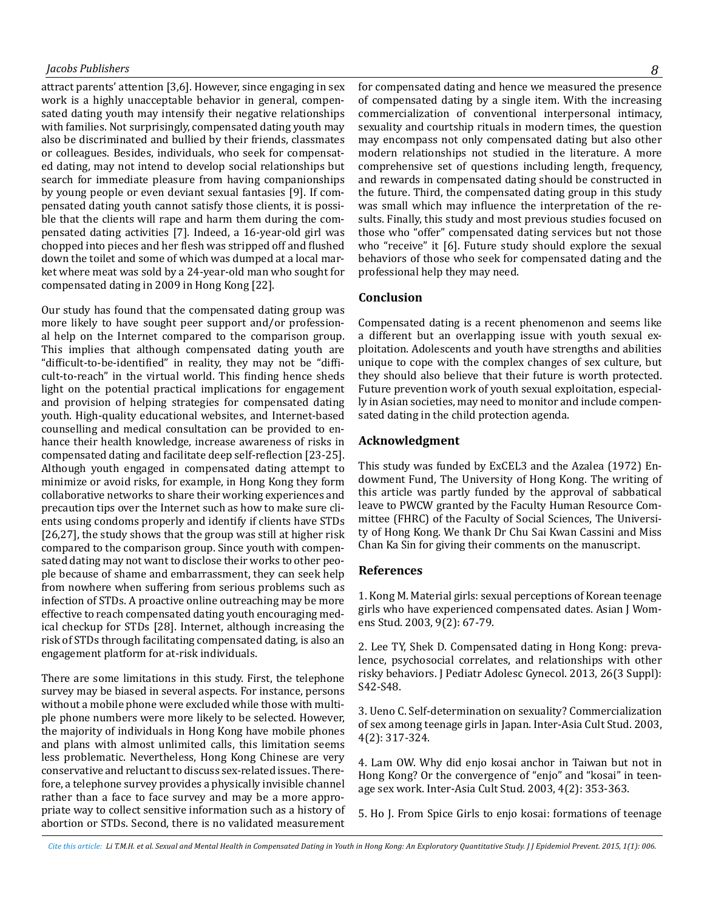attract parents' attention [3,6]. However, since engaging in sex work is a highly unacceptable behavior in general, compensated dating youth may intensify their negative relationships with families. Not surprisingly, compensated dating youth may also be discriminated and bullied by their friends, classmates or colleagues. Besides, individuals, who seek for compensated dating, may not intend to develop social relationships but search for immediate pleasure from having companionships by young people or even deviant sexual fantasies [9]. If compensated dating youth cannot satisfy those clients, it is possible that the clients will rape and harm them during the compensated dating activities [7]. Indeed, a 16-year-old girl was chopped into pieces and her flesh was stripped off and flushed down the toilet and some of which was dumped at a local market where meat was sold by a 24-year-old man who sought for compensated dating in 2009 in Hong Kong [22].

Our study has found that the compensated dating group was more likely to have sought peer support and/or professional help on the Internet compared to the comparison group. This implies that although compensated dating youth are "difficult-to-be-identified" in reality, they may not be "difficult-to-reach" in the virtual world. This finding hence sheds light on the potential practical implications for engagement and provision of helping strategies for compensated dating youth. High-quality educational websites, and Internet-based counselling and medical consultation can be provided to enhance their health knowledge, increase awareness of risks in compensated dating and facilitate deep self-reflection [23-25]. Although youth engaged in compensated dating attempt to minimize or avoid risks, for example, in Hong Kong they form collaborative networks to share their working experiences and precaution tips over the Internet such as how to make sure clients using condoms properly and identify if clients have STDs [26,27], the study shows that the group was still at higher risk compared to the comparison group. Since youth with compensated dating may not want to disclose their works to other people because of shame and embarrassment, they can seek help from nowhere when suffering from serious problems such as infection of STDs. A proactive online outreaching may be more effective to reach compensated dating youth encouraging medical checkup for STDs [28]. Internet, although increasing the risk of STDs through facilitating compensated dating, is also an engagement platform for at-risk individuals.

There are some limitations in this study. First, the telephone survey may be biased in several aspects. For instance, persons without a mobile phone were excluded while those with multiple phone numbers were more likely to be selected. However, the majority of individuals in Hong Kong have mobile phones and plans with almost unlimited calls, this limitation seems less problematic. Nevertheless, Hong Kong Chinese are very conservative and reluctant to discuss sex-related issues. Therefore, a telephone survey provides a physically invisible channel rather than a face to face survey and may be a more appropriate way to collect sensitive information such as a history of abortion or STDs. Second, there is no validated measurement for compensated dating and hence we measured the presence of compensated dating by a single item. With the increasing commercialization of conventional interpersonal intimacy, sexuality and courtship rituals in modern times, the question may encompass not only compensated dating but also other modern relationships not studied in the literature. A more comprehensive set of questions including length, frequency, and rewards in compensated dating should be constructed in the future. Third, the compensated dating group in this study was small which may influence the interpretation of the results. Finally, this study and most previous studies focused on those who "offer" compensated dating services but not those who "receive" it [6]. Future study should explore the sexual behaviors of those who seek for compensated dating and the professional help they may need.

## Conclusion

Compensated dating is a recent phenomenon and seems like a different but an overlapping issue with youth sexual exploitation. Adolescents and youth have strengths and abilities unique to cope with the complex changes of sex culture, but they should also believe that their future is worth protected. Future prevention work of youth sexual exploitation, especially in Asian societies, may need to monitor and include compensated dating in the child protection agenda.

## Acknowledgment

This study was funded by ExCEL3 and the Azalea (1972) Endowment Fund, The University of Hong Kong. The writing of this article was partly funded by the approval of sabbatical leave to PWCW granted by the Faculty Human Resource Committee (FHRC) of the Faculty of Social Sciences, The University of Hong Kong. We thank Dr Chu Sai Kwan Cassini and Miss Chan Ka Sin for giving their comments on the manuscript.

## References

1. Kong M. Material girls: sexual perceptions of Korean teenage girls who have experienced compensated dates. Asian J Womens Stud. 2003, 9(2): 67-79.

2. Lee TY, Shek D. Compensated dating in Hong Kong: prevalence, psychosocial correlates, and relationships with other risky behaviors. J Pediatr Adolesc Gynecol. 2013, 26(3 Suppl): S42-S48.

3. Ueno C. Self-determination on sexuality? Commercialization of sex among teenage girls in Japan. Inter-Asia Cult Stud. 2003, 4(2): 317-324.

4. Lam OW. Why did enjo kosai anchor in Taiwan but not in Hong Kong? Or the convergence of "enjo" and "kosai" in teenage sex work. Inter-Asia Cult Stud. 2003, 4(2): 353-363.

5. Ho J. From Spice Girls to enjo kosai: formations of teenage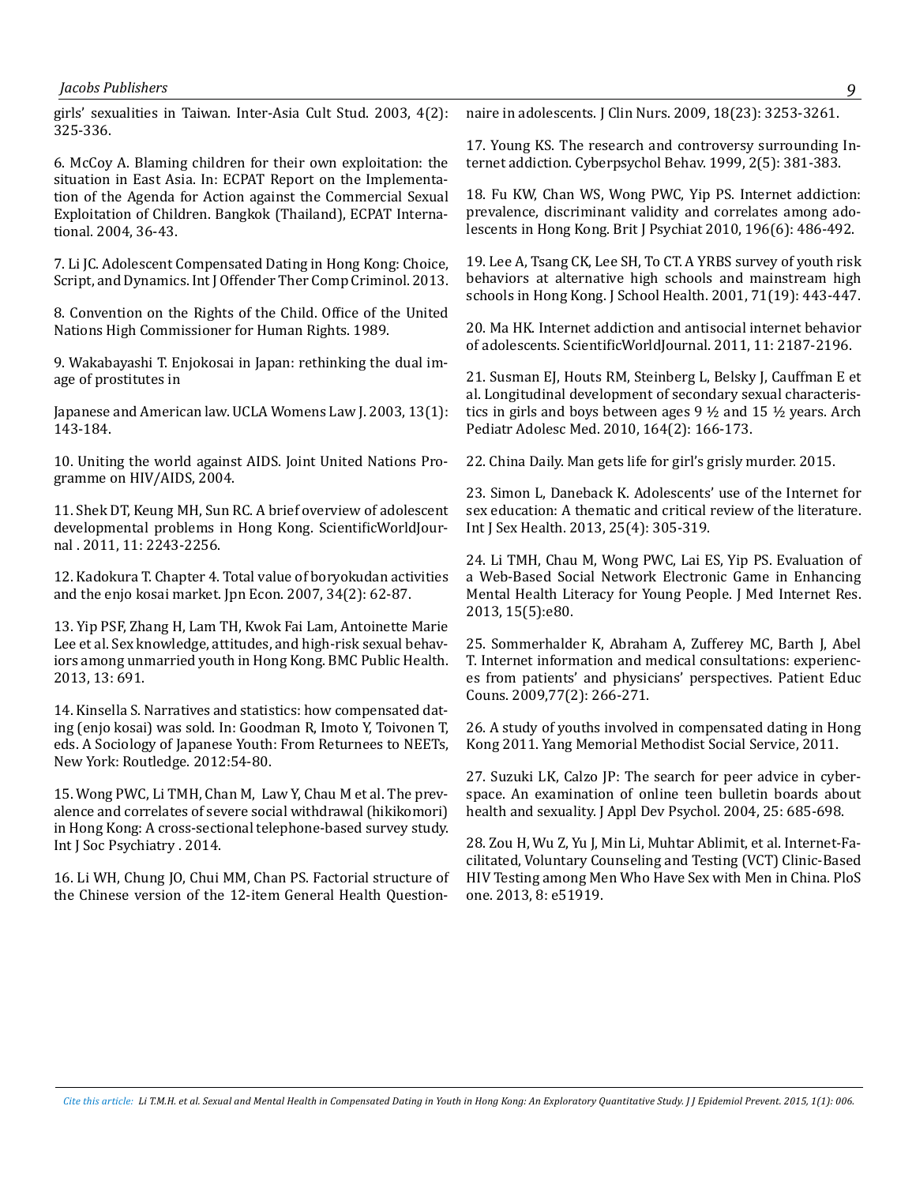girls' sexualities in Taiwan. Inter-Asia Cult Stud. 2003, 4(2): 325-336.

6. McCoy A. Blaming children for their own exploitation: the situation in East Asia. In: ECPAT Report on the Implementation of the Agenda for Action against the Commercial Sexual Exploitation of Children. Bangkok (Thailand), ECPAT International. 2004, 36-43.

7. Li JC. Adolescent Compensated Dating in Hong Kong: Choice, Script, and Dynamics. Int J Offender Ther Comp Criminol. 2013.

8. Convention on the Rights of the Child. Office of the United Nations High Commissioner for Human Rights. 1989.

9. Wakabayashi T. Enjokosai in Japan: rethinking the dual image of prostitutes in

Japanese and American law. UCLA Womens Law J. 2003, 13(1): 143-184.

10. Uniting the world against AIDS. Joint United Nations Programme on HIV/AIDS, 2004.

11. Shek DT, Keung MH, Sun RC. A brief overview of adolescent developmental problems in Hong Kong. ScientificWorldJournal . 2011, 11: 2243-2256.

12. Kadokura T. Chapter 4. Total value of boryokudan activities and the enjo kosai market. Jpn Econ. 2007, 34(2): 62-87.

13. Yip PSF, Zhang H, Lam TH, Kwok Fai Lam, Antoinette Marie Lee et al. Sex knowledge, attitudes, and high-risk sexual behaviors among unmarried youth in Hong Kong. BMC Public Health. 2013, 13: 691.

14. Kinsella S. Narratives and statistics: how compensated dating (enjo kosai) was sold. In: Goodman R, Imoto Y, Toivonen T, eds. A Sociology of Japanese Youth: From Returnees to NEETs, New York: Routledge. 2012:54-80.

15. Wong PWC, Li TMH, Chan M, Law Y, Chau M et al. The prevalence and correlates of severe social withdrawal (hikikomori) in Hong Kong: A cross-sectional telephone-based survey study. Int J Soc Psychiatry . 2014.

16. Li WH, Chung JO, Chui MM, Chan PS. Factorial structure of the Chinese version of the 12-item General Health Questionnaire in adolescents. J Clin Nurs. 2009, 18(23): 3253-3261.

17. Young KS. The research and controversy surrounding Internet addiction. Cyberpsychol Behav. 1999, 2(5): 381-383.

18. Fu KW, Chan WS, Wong PWC, Yip PS. Internet addiction: prevalence, discriminant validity and correlates among adolescents in Hong Kong. Brit J Psychiat 2010, 196(6): 486-492.

19. Lee A, Tsang CK, Lee SH, To CT. A YRBS survey of youth risk behaviors at alternative high schools and mainstream high schools in Hong Kong. J School Health. 2001, 71(19): 443-447.

20. Ma HK. Internet addiction and antisocial internet behavior of adolescents. ScientificWorldJournal. 2011, 11: 2187-2196.

21. Susman EJ, Houts RM, Steinberg L, Belsky J, Cauffman E et al. Longitudinal development of secondary sexual characteristics in girls and boys between ages 9 ½ and 15 ½ years. Arch Pediatr Adolesc Med. 2010, 164(2): 166-173.

22. China Daily. Man gets life for girl's grisly murder. 2015.

23. Simon L, Daneback K. Adolescents' use of the Internet for sex education: A thematic and critical review of the literature. Int J Sex Health. 2013, 25(4): 305-319.

24. Li TMH, Chau M, Wong PWC, Lai ES, Yip PS. Evaluation of a Web-Based Social Network Electronic Game in Enhancing Mental Health Literacy for Young People. J Med Internet Res. 2013, 15(5):e80.

25. Sommerhalder K, Abraham A, Zufferey MC, Barth J, Abel T. Internet information and medical consultations: experiences from patients' and physicians' perspectives. Patient Educ Couns. 2009,77(2): 266-271.

26. A study of youths involved in compensated dating in Hong Kong 2011. Yang Memorial Methodist Social Service, 2011.

27. Suzuki LK, Calzo JP: The search for peer advice in cyberspace. An examination of online teen bulletin boards about health and sexuality. J Appl Dev Psychol. 2004, 25: 685-698.

28. Zou H, Wu Z, Yu J, Min Li, Muhtar Ablimit, et al. Internet-Facilitated, Voluntary Counseling and Testing (VCT) Clinic-Based HIV Testing among Men Who Have Sex with Men in China. PloS one. 2013, 8: e51919.